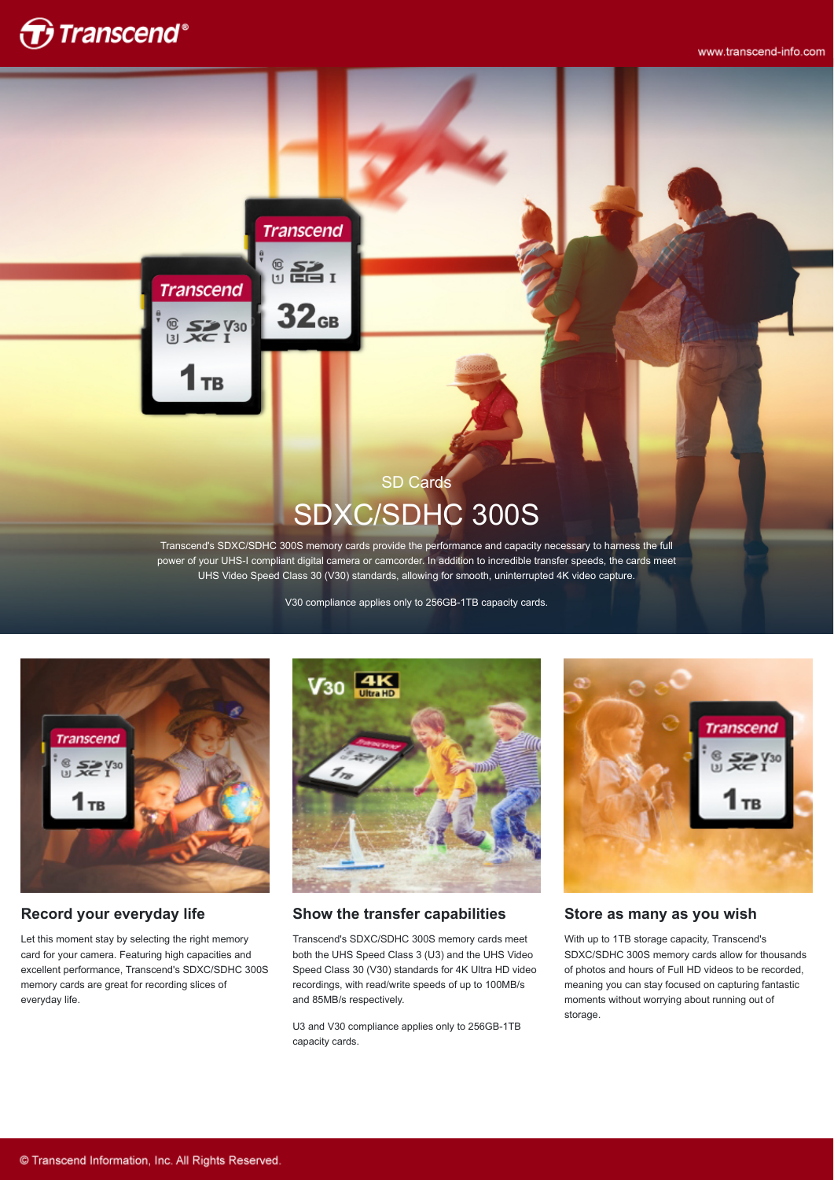SD Cards

# SDXC/SDHC 300S

Transcend's SDXC/SDHC 300S memory cards provide the performance and capacity necessary to harness the full power of your UHS-I compliant digital camera or camcorder. In addition to incredible transfer speeds, the cards meet UHS Video Speed Class 30 (V30) standards, allowing for smooth, uninterrupted 4K video capture.

V30 compliance applies only to 256GB-1TB capacity cards.

### Record your everyday life

Let this moment stay by selecting the right memory card for your camera. Featuring high capacities and excellent performance, Transcend's SDXC/SDHC 300S memory cards are great for recording slices of everyday life.

### Show the transfer capabilities

Transcend's SDXC/SDHC 300S memory cards meet both the UHS Speed Class 3 (U3) and the UHS Video Speed Class 30 (V30) standards for 4K Ultra HD video recordings, with read/write speeds of up to 100MB/s and 85MB/s respectively.

U3 and V30 compliance applies only to 256GB-1TB capacity cards.

### Store as many as you wish

With up to 1TB storage capacity, Transcend's SDXC/SDHC 300S memory cards allow for thousands of photos and hours of Full HD videos to be recorded, meaning you can stay focused on capturing fantastic moments without worrying about running out of storage.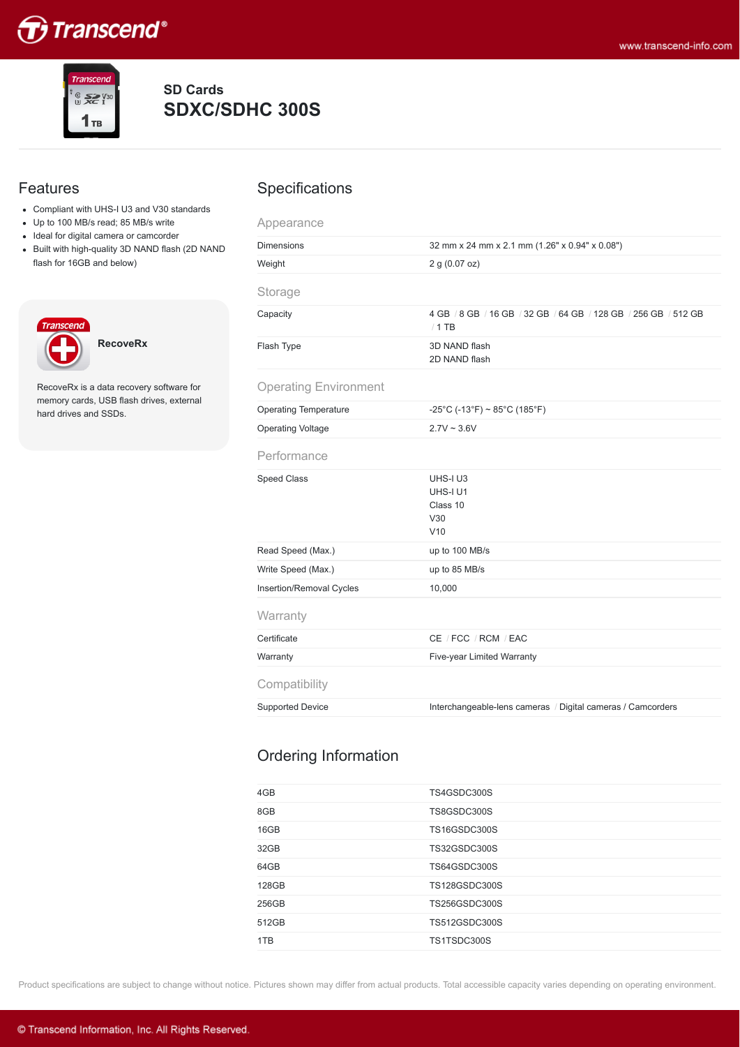# SD Cards

## SDXC/SDHC 300S

## Features

- Compliant with UHS-I U3 and V30 standards
- Up to 100 MB/s read; 85 MB/s write
- Ideal for digital camera or camcorder
- Built with high-quality 3D NAND flash (2D NAND flash for 16GB and below)

**RecoveRx**

RecoveRx is a data recovery software for memory cards, USB flash drives, external hard drives and SSDs.

## Specifications

### Appearance

| | |
|---|---|
| Dimensions | 32 mm x 24 mm x 2.1 mm (1.26" x 0.94" x 0.08") |
| Weight | 2 g (0.07 oz) |

### Storage

| | |
|---|---|
| Capacity | 4 GB / 8 GB / 16 GB / 32 GB / 64 GB / 128 GB / 256 GB / 512 GB / 1 TB |
| Flash Type | 3D NAND flash<br>2D NAND flash |

### Operating Environment

| | |
|---|---|
| Operating Temperature | -25°C (-13°F) ~ 85°C (185°F) |
| Operating Voltage | 2.7V ~ 3.6V |

### Performance

| | |
|---|---|
| Speed Class | UHS-I U3<br>UHS-I U1<br>Class 10<br>V30<br>V10 |
| Read Speed (Max.) | up to 100 MB/s |
| Write Speed (Max.) | up to 85 MB/s |
| Insertion/Removal Cycles | 10,000 |

### Warranty

| | |
|---|---|
| Certificate | CE / FCC / RCM / EAC |
| Warranty | Five-year Limited Warranty |

### Compatibility

| | |
|---|---|
| Supported Device | Interchangeable-lens cameras / Digital cameras / Camcorders |

## Ordering Information

| | |
|---|---|
| 4GB | TS4GSDC300S |
| 8GB | TS8GSDC300S |
| 16GB | TS16GSDC300S |
| 32GB | TS32GSDC300S |
| 64GB | TS64GSDC300S |
| 128GB | TS128GSDC300S |
| 256GB | TS256GSDC300S |
| 512GB | TS512GSDC300S |
| 1TB | TS1TSDC300S |

Product specifications are subject to change without notice. Pictures shown may differ from actual products. Total accessible capacity varies depending on operating environment.